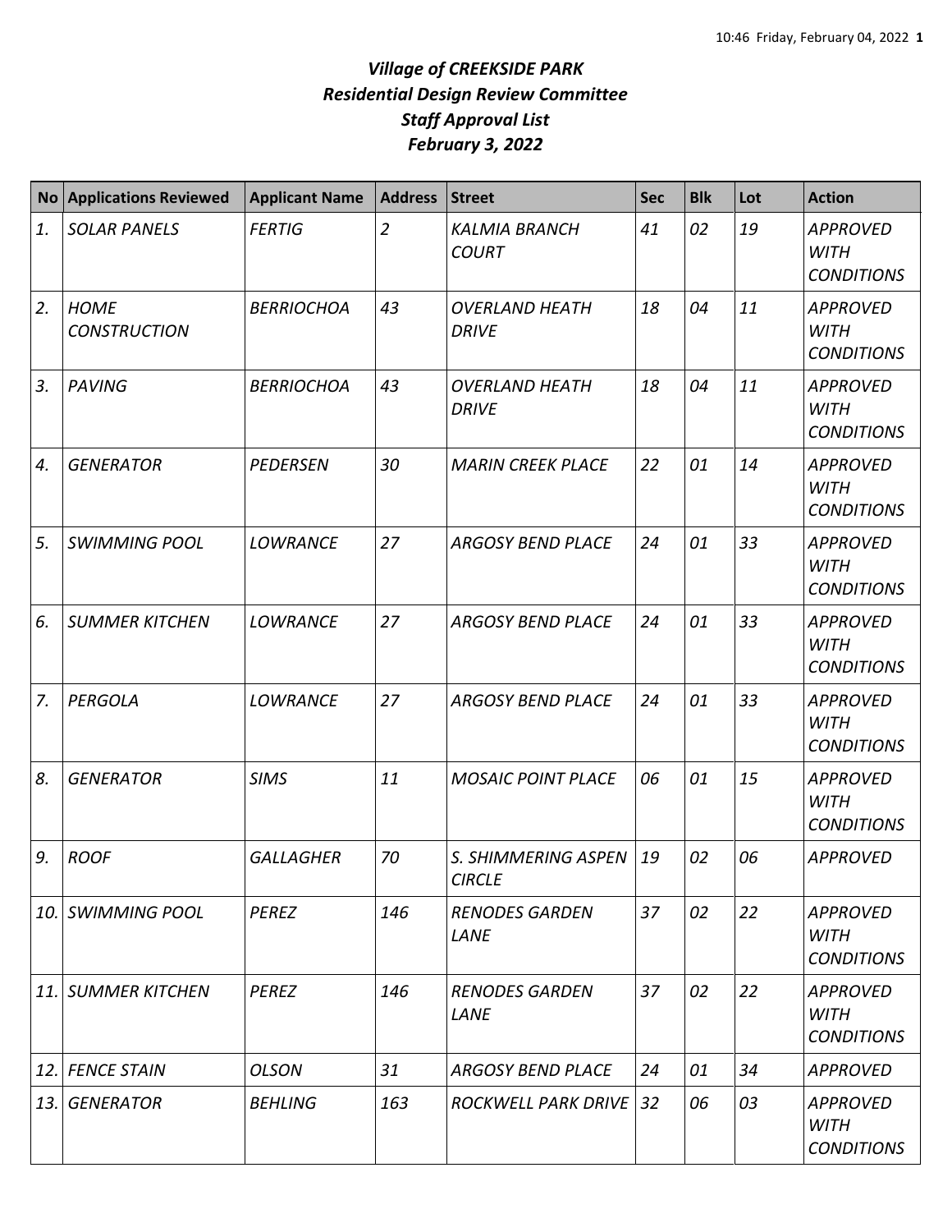# *Village of CREEKSIDE PARK*
## *Residential Design Review Committee*
## *Staff Approval List*
## *February 3, 2022*

| No | Applications Reviewed | Applicant Name | Address | Street | Sec | Blk | Lot | Action |
|---|---|---|---|---|---|---|---|---|
| *1.* | *SOLAR PANELS* | *FERTIG* | *2* | *KALMIA BRANCH COURT* | *41* | *02* | *19* | *APPROVED WITH CONDITIONS* |
| *2.* | *HOME CONSTRUCTION* | *BERRIOCHOA* | *43* | *OVERLAND HEATH DRIVE* | *18* | *04* | *11* | *APPROVED WITH CONDITIONS* |
| *3.* | *PAVING* | *BERRIOCHOA* | *43* | *OVERLAND HEATH DRIVE* | *18* | *04* | *11* | *APPROVED WITH CONDITIONS* |
| *4.* | *GENERATOR* | *PEDERSEN* | *30* | *MARIN CREEK PLACE* | *22* | *01* | *14* | *APPROVED WITH CONDITIONS* |
| *5.* | *SWIMMING POOL* | *LOWRANCE* | *27* | *ARGOSY BEND PLACE* | *24* | *01* | *33* | *APPROVED WITH CONDITIONS* |
| *6.* | *SUMMER KITCHEN* | *LOWRANCE* | *27* | *ARGOSY BEND PLACE* | *24* | *01* | *33* | *APPROVED WITH CONDITIONS* |
| *7.* | *PERGOLA* | *LOWRANCE* | *27* | *ARGOSY BEND PLACE* | *24* | *01* | *33* | *APPROVED WITH CONDITIONS* |
| *8.* | *GENERATOR* | *SIMS* | *11* | *MOSAIC POINT PLACE* | *06* | *01* | *15* | *APPROVED WITH CONDITIONS* |
| *9.* | *ROOF* | *GALLAGHER* | *70* | *S. SHIMMERING ASPEN CIRCLE* | *19* | *02* | *06* | *APPROVED* |
| *10.* | *SWIMMING POOL* | *PEREZ* | *146* | *RENODES GARDEN LANE* | *37* | *02* | *22* | *APPROVED WITH CONDITIONS* |
| *11.* | *SUMMER KITCHEN* | *PEREZ* | *146* | *RENODES GARDEN LANE* | *37* | *02* | *22* | *APPROVED WITH CONDITIONS* |
| *12.* | *FENCE STAIN* | *OLSON* | *31* | *ARGOSY BEND PLACE* | *24* | *01* | *34* | *APPROVED* |
| *13.* | *GENERATOR* | *BEHLING* | *163* | *ROCKWELL PARK DRIVE* | *32* | *06* | *03* | *APPROVED WITH CONDITIONS* |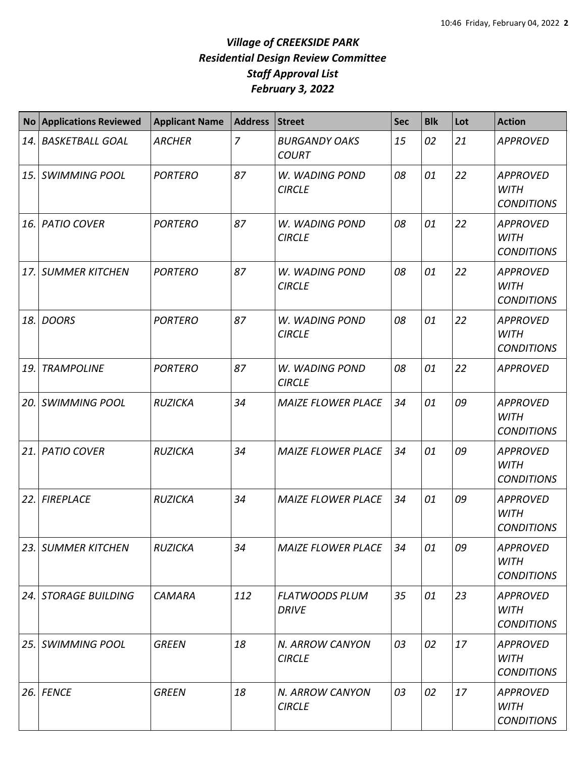# *Village of CREEKSIDE PARK*
## *Residential Design Review Committee*
## *Staff Approval List*
## *February 3, 2022*

| No | Applications Reviewed | Applicant Name | Address | Street | Sec | Blk | Lot | Action |
|---|---|---|---|---|---|---|---|---|
| *14.* | *BASKETBALL GOAL* | *ARCHER* | *7* | *BURGANDY OAKS COURT* | *15* | *02* | *21* | *APPROVED* |
| *15.* | *SWIMMING POOL* | *PORTERO* | *87* | *W. WADING POND CIRCLE* | *08* | *01* | *22* | *APPROVED WITH CONDITIONS* |
| *16.* | *PATIO COVER* | *PORTERO* | *87* | *W. WADING POND CIRCLE* | *08* | *01* | *22* | *APPROVED WITH CONDITIONS* |
| *17.* | *SUMMER KITCHEN* | *PORTERO* | *87* | *W. WADING POND CIRCLE* | *08* | *01* | *22* | *APPROVED WITH CONDITIONS* |
| *18.* | *DOORS* | *PORTERO* | *87* | *W. WADING POND CIRCLE* | *08* | *01* | *22* | *APPROVED WITH CONDITIONS* |
| *19.* | *TRAMPOLINE* | *PORTERO* | *87* | *W. WADING POND CIRCLE* | *08* | *01* | *22* | *APPROVED* |
| *20.* | *SWIMMING POOL* | *RUZICKA* | *34* | *MAIZE FLOWER PLACE* | *34* | *01* | *09* | *APPROVED WITH CONDITIONS* |
| *21.* | *PATIO COVER* | *RUZICKA* | *34* | *MAIZE FLOWER PLACE* | *34* | *01* | *09* | *APPROVED WITH CONDITIONS* |
| *22.* | *FIREPLACE* | *RUZICKA* | *34* | *MAIZE FLOWER PLACE* | *34* | *01* | *09* | *APPROVED WITH CONDITIONS* |
| *23.* | *SUMMER KITCHEN* | *RUZICKA* | *34* | *MAIZE FLOWER PLACE* | *34* | *01* | *09* | *APPROVED WITH CONDITIONS* |
| *24.* | *STORAGE BUILDING* | *CAMARA* | *112* | *FLATWOODS PLUM DRIVE* | *35* | *01* | *23* | *APPROVED WITH CONDITIONS* |
| *25.* | *SWIMMING POOL* | *GREEN* | *18* | *N. ARROW CANYON CIRCLE* | *03* | *02* | *17* | *APPROVED WITH CONDITIONS* |
| *26.* | *FENCE* | *GREEN* | *18* | *N. ARROW CANYON CIRCLE* | *03* | *02* | *17* | *APPROVED WITH CONDITIONS* |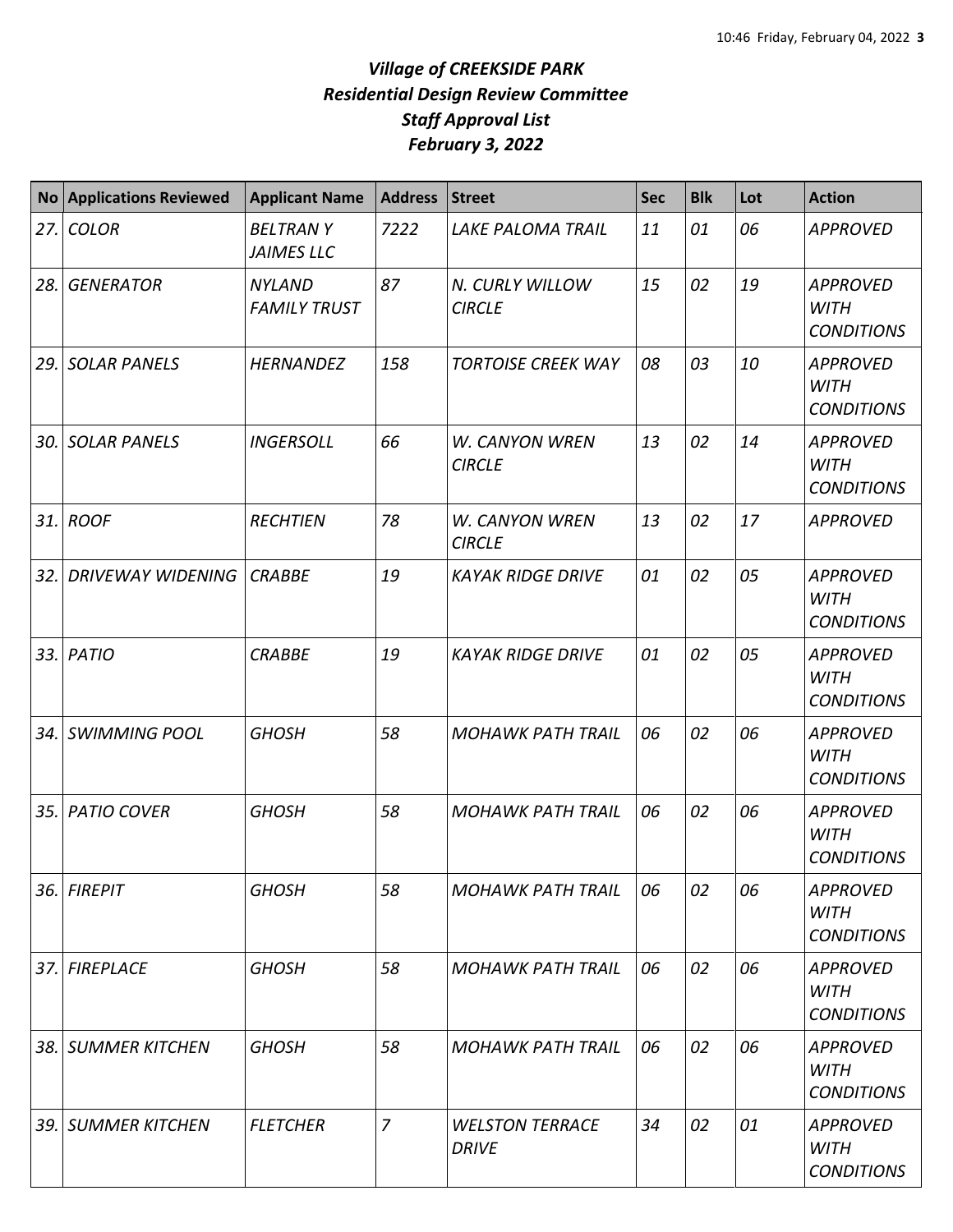# *Village of CREEKSIDE PARK*
## *Residential Design Review Committee*
## *Staff Approval List*
## *February 3, 2022*

| No | Applications Reviewed | Applicant Name | Address | Street | Sec | Blk | Lot | Action |
|---|---|---|---|---|---|---|---|---|
| 27. | COLOR | BELTRAN Y JAIMES LLC | 7222 | LAKE PALOMA TRAIL | 11 | 01 | 06 | APPROVED |
| 28. | GENERATOR | NYLAND FAMILY TRUST | 87 | N. CURLY WILLOW CIRCLE | 15 | 02 | 19 | APPROVED WITH CONDITIONS |
| 29. | SOLAR PANELS | HERNANDEZ | 158 | TORTOISE CREEK WAY | 08 | 03 | 10 | APPROVED WITH CONDITIONS |
| 30. | SOLAR PANELS | INGERSOLL | 66 | W. CANYON WREN CIRCLE | 13 | 02 | 14 | APPROVED WITH CONDITIONS |
| 31. | ROOF | RECHTIEN | 78 | W. CANYON WREN CIRCLE | 13 | 02 | 17 | APPROVED |
| 32. | DRIVEWAY WIDENING | CRABBE | 19 | KAYAK RIDGE DRIVE | 01 | 02 | 05 | APPROVED WITH CONDITIONS |
| 33. | PATIO | CRABBE | 19 | KAYAK RIDGE DRIVE | 01 | 02 | 05 | APPROVED WITH CONDITIONS |
| 34. | SWIMMING POOL | GHOSH | 58 | MOHAWK PATH TRAIL | 06 | 02 | 06 | APPROVED WITH CONDITIONS |
| 35. | PATIO COVER | GHOSH | 58 | MOHAWK PATH TRAIL | 06 | 02 | 06 | APPROVED WITH CONDITIONS |
| 36. | FIREPIT | GHOSH | 58 | MOHAWK PATH TRAIL | 06 | 02 | 06 | APPROVED WITH CONDITIONS |
| 37. | FIREPLACE | GHOSH | 58 | MOHAWK PATH TRAIL | 06 | 02 | 06 | APPROVED WITH CONDITIONS |
| 38. | SUMMER KITCHEN | GHOSH | 58 | MOHAWK PATH TRAIL | 06 | 02 | 06 | APPROVED WITH CONDITIONS |
| 39. | SUMMER KITCHEN | FLETCHER | 7 | WELSTON TERRACE DRIVE | 34 | 02 | 01 | APPROVED WITH CONDITIONS |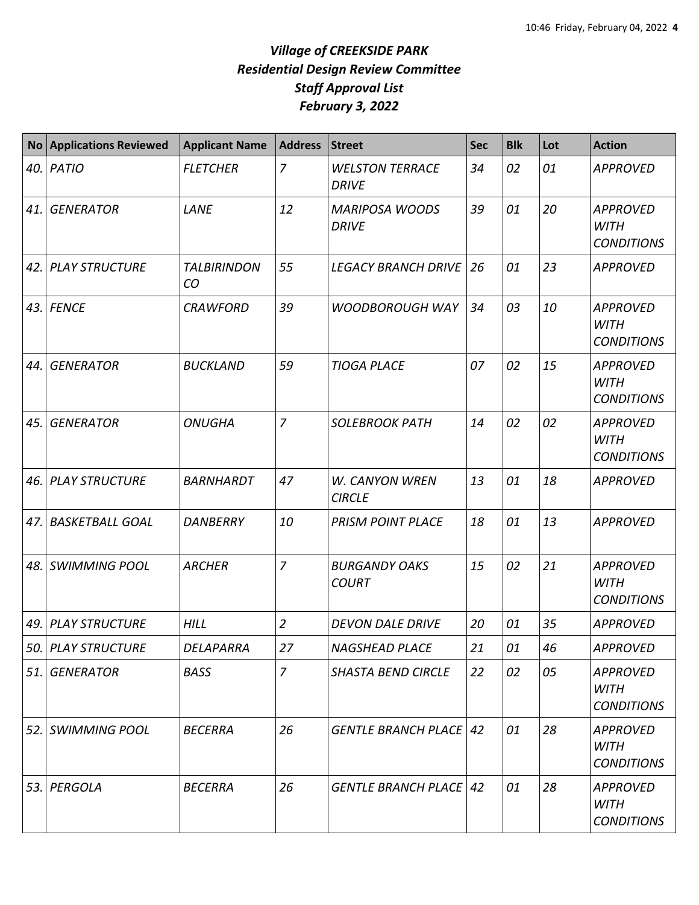# *Village of CREEKSIDE PARK*
# *Residential Design Review Committee*
# *Staff Approval List*
# *February 3, 2022*

| No | Applications Reviewed | Applicant Name | Address | Street | Sec | Blk | Lot | Action |
|---|---|---|---|---|---|---|---|---|
| *40.* | *PATIO* | *FLETCHER* | *7* | *WELSTON TERRACE DRIVE* | *34* | *02* | *01* | *APPROVED* |
| *41.* | *GENERATOR* | *LANE* | *12* | *MARIPOSA WOODS DRIVE* | *39* | *01* | *20* | *APPROVED WITH CONDITIONS* |
| *42.* | *PLAY STRUCTURE* | *TALBIRINDON CO* | *55* | *LEGACY BRANCH DRIVE* | *26* | *01* | *23* | *APPROVED* |
| *43.* | *FENCE* | *CRAWFORD* | *39* | *WOODBOROUGH WAY* | *34* | *03* | *10* | *APPROVED WITH CONDITIONS* |
| *44.* | *GENERATOR* | *BUCKLAND* | *59* | *TIOGA PLACE* | *07* | *02* | *15* | *APPROVED WITH CONDITIONS* |
| *45.* | *GENERATOR* | *ONUGHA* | *7* | *SOLEBROOK PATH* | *14* | *02* | *02* | *APPROVED WITH CONDITIONS* |
| *46.* | *PLAY STRUCTURE* | *BARNHARDT* | *47* | *W. CANYON WREN CIRCLE* | *13* | *01* | *18* | *APPROVED* |
| *47.* | *BASKETBALL GOAL* | *DANBERRY* | *10* | *PRISM POINT PLACE* | *18* | *01* | *13* | *APPROVED* |
| *48.* | *SWIMMING POOL* | *ARCHER* | *7* | *BURGANDY OAKS COURT* | *15* | *02* | *21* | *APPROVED WITH CONDITIONS* |
| *49.* | *PLAY STRUCTURE* | *HILL* | *2* | *DEVON DALE DRIVE* | *20* | *01* | *35* | *APPROVED* |
| *50.* | *PLAY STRUCTURE* | *DELAPARRA* | *27* | *NAGSHEAD PLACE* | *21* | *01* | *46* | *APPROVED* |
| *51.* | *GENERATOR* | *BASS* | *7* | *SHASTA BEND CIRCLE* | *22* | *02* | *05* | *APPROVED WITH CONDITIONS* |
| *52.* | *SWIMMING POOL* | *BECERRA* | *26* | *GENTLE BRANCH PLACE* | *42* | *01* | *28* | *APPROVED WITH CONDITIONS* |
| *53.* | *PERGOLA* | *BECERRA* | *26* | *GENTLE BRANCH PLACE* | *42* | *01* | *28* | *APPROVED WITH CONDITIONS* |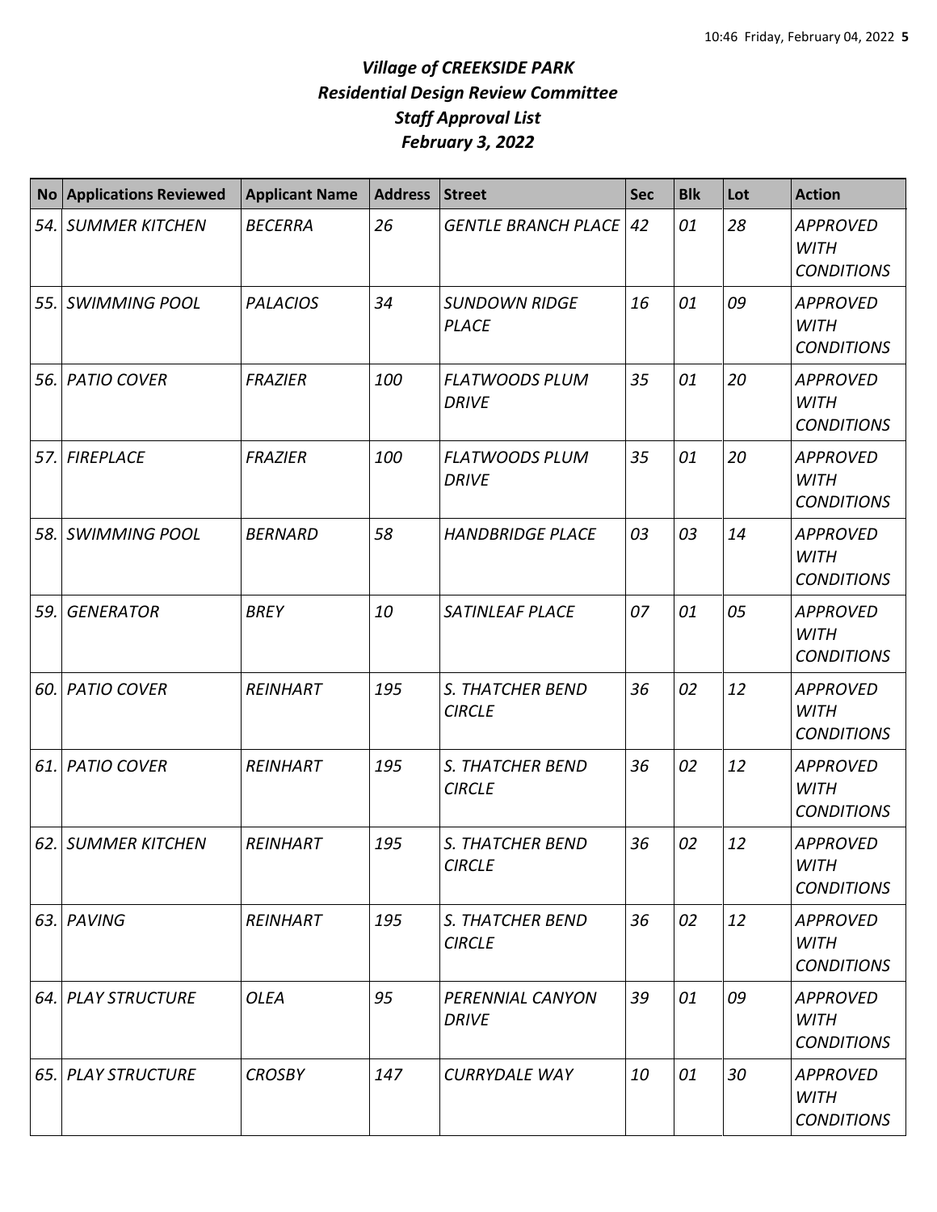*Village of CREEKSIDE PARK*
*Residential Design Review Committee*
*Staff Approval List*
*February 3, 2022*

| No | Applications Reviewed | Applicant Name | Address | Street | Sec | Blk | Lot | Action |
|---|---|---|---|---|---|---|---|---|
| *54.* | *SUMMER KITCHEN* | *BECERRA* | *26* | *GENTLE BRANCH PLACE* | *42* | *01* | *28* | *APPROVED WITH CONDITIONS* |
| *55.* | *SWIMMING POOL* | *PALACIOS* | *34* | *SUNDOWN RIDGE PLACE* | *16* | *01* | *09* | *APPROVED WITH CONDITIONS* |
| *56.* | *PATIO COVER* | *FRAZIER* | *100* | *FLATWOODS PLUM DRIVE* | *35* | *01* | *20* | *APPROVED WITH CONDITIONS* |
| *57.* | *FIREPLACE* | *FRAZIER* | *100* | *FLATWOODS PLUM DRIVE* | *35* | *01* | *20* | *APPROVED WITH CONDITIONS* |
| *58.* | *SWIMMING POOL* | *BERNARD* | *58* | *HANDBRIDGE PLACE* | *03* | *03* | *14* | *APPROVED WITH CONDITIONS* |
| *59.* | *GENERATOR* | *BREY* | *10* | *SATINLEAF PLACE* | *07* | *01* | *05* | *APPROVED WITH CONDITIONS* |
| *60.* | *PATIO COVER* | *REINHART* | *195* | *S. THATCHER BEND CIRCLE* | *36* | *02* | *12* | *APPROVED WITH CONDITIONS* |
| *61.* | *PATIO COVER* | *REINHART* | *195* | *S. THATCHER BEND CIRCLE* | *36* | *02* | *12* | *APPROVED WITH CONDITIONS* |
| *62.* | *SUMMER KITCHEN* | *REINHART* | *195* | *S. THATCHER BEND CIRCLE* | *36* | *02* | *12* | *APPROVED WITH CONDITIONS* |
| *63.* | *PAVING* | *REINHART* | *195* | *S. THATCHER BEND CIRCLE* | *36* | *02* | *12* | *APPROVED WITH CONDITIONS* |
| *64.* | *PLAY STRUCTURE* | *OLEA* | *95* | *PERENNIAL CANYON DRIVE* | *39* | *01* | *09* | *APPROVED WITH CONDITIONS* |
| *65.* | *PLAY STRUCTURE* | *CROSBY* | *147* | *CURRYDALE WAY* | *10* | *01* | *30* | *APPROVED WITH CONDITIONS* |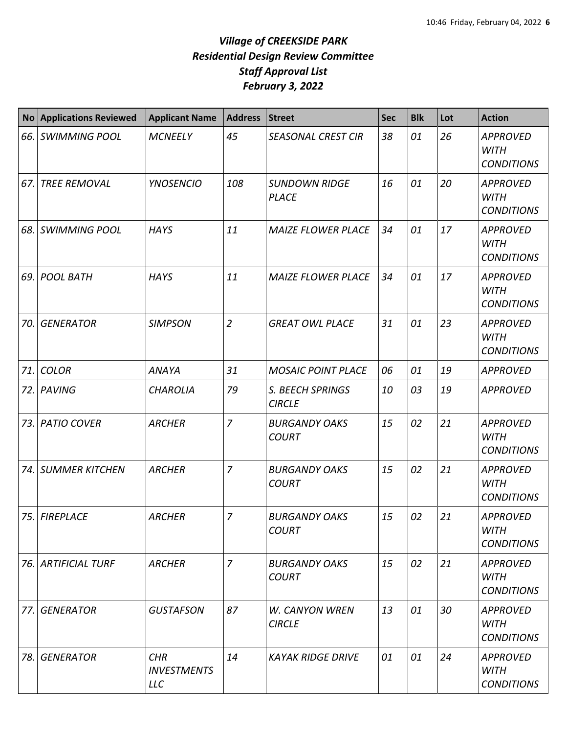# *Village of CREEKSIDE PARK*
# *Residential Design Review Committee*
# *Staff Approval List*
# *February 3, 2022*

| No | Applications Reviewed | Applicant Name | Address | Street | Sec | Blk | Lot | Action |
|---|---|---|---|---|---|---|---|---|
| *66.* | *SWIMMING POOL* | *MCNEELY* | *45* | *SEASONAL CREST CIR* | *38* | *01* | *26* | *APPROVED WITH CONDITIONS* |
| *67.* | *TREE REMOVAL* | *YNOSENCIO* | *108* | *SUNDOWN RIDGE PLACE* | *16* | *01* | *20* | *APPROVED WITH CONDITIONS* |
| *68.* | *SWIMMING POOL* | *HAYS* | *11* | *MAIZE FLOWER PLACE* | *34* | *01* | *17* | *APPROVED WITH CONDITIONS* |
| *69.* | *POOL BATH* | *HAYS* | *11* | *MAIZE FLOWER PLACE* | *34* | *01* | *17* | *APPROVED WITH CONDITIONS* |
| *70.* | *GENERATOR* | *SIMPSON* | *2* | *GREAT OWL PLACE* | *31* | *01* | *23* | *APPROVED WITH CONDITIONS* |
| *71.* | *COLOR* | *ANAYA* | *31* | *MOSAIC POINT PLACE* | *06* | *01* | *19* | *APPROVED* |
| *72.* | *PAVING* | *CHAROLIA* | *79* | *S. BEECH SPRINGS CIRCLE* | *10* | *03* | *19* | *APPROVED* |
| *73.* | *PATIO COVER* | *ARCHER* | *7* | *BURGANDY OAKS COURT* | *15* | *02* | *21* | *APPROVED WITH CONDITIONS* |
| *74.* | *SUMMER KITCHEN* | *ARCHER* | *7* | *BURGANDY OAKS COURT* | *15* | *02* | *21* | *APPROVED WITH CONDITIONS* |
| *75.* | *FIREPLACE* | *ARCHER* | *7* | *BURGANDY OAKS COURT* | *15* | *02* | *21* | *APPROVED WITH CONDITIONS* |
| *76.* | *ARTIFICIAL TURF* | *ARCHER* | *7* | *BURGANDY OAKS COURT* | *15* | *02* | *21* | *APPROVED WITH CONDITIONS* |
| *77.* | *GENERATOR* | *GUSTAFSON* | *87* | *W. CANYON WREN CIRCLE* | *13* | *01* | *30* | *APPROVED WITH CONDITIONS* |
| *78.* | *GENERATOR* | *CHR INVESTMENTS LLC* | *14* | *KAYAK RIDGE DRIVE* | *01* | *01* | *24* | *APPROVED WITH CONDITIONS* |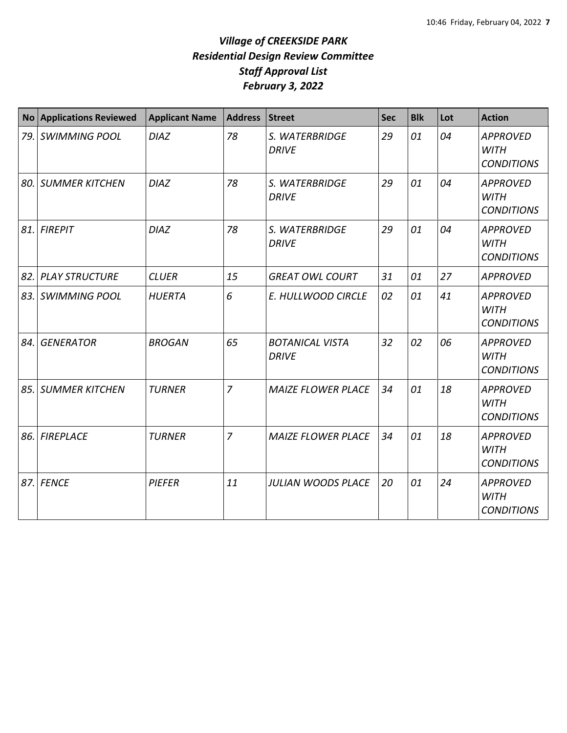# *Village of CREEKSIDE PARK*
## *Residential Design Review Committee*
## *Staff Approval List*
## *February 3, 2022*

| No | Applications Reviewed | Applicant Name | Address | Street | Sec | Blk | Lot | Action |
|---|---|---|---|---|---|---|---|---|
| *79.* | *SWIMMING POOL* | *DIAZ* | *78* | *S. WATERBRIDGE DRIVE* | *29* | *01* | *04* | *APPROVED WITH CONDITIONS* |
| *80.* | *SUMMER KITCHEN* | *DIAZ* | *78* | *S. WATERBRIDGE DRIVE* | *29* | *01* | *04* | *APPROVED WITH CONDITIONS* |
| *81.* | *FIREPIT* | *DIAZ* | *78* | *S. WATERBRIDGE DRIVE* | *29* | *01* | *04* | *APPROVED WITH CONDITIONS* |
| *82.* | *PLAY STRUCTURE* | *CLUER* | *15* | *GREAT OWL COURT* | *31* | *01* | *27* | *APPROVED* |
| *83.* | *SWIMMING POOL* | *HUERTA* | *6* | *E. HULLWOOD CIRCLE* | *02* | *01* | *41* | *APPROVED WITH CONDITIONS* |
| *84.* | *GENERATOR* | *BROGAN* | *65* | *BOTANICAL VISTA DRIVE* | *32* | *02* | *06* | *APPROVED WITH CONDITIONS* |
| *85.* | *SUMMER KITCHEN* | *TURNER* | *7* | *MAIZE FLOWER PLACE* | *34* | *01* | *18* | *APPROVED WITH CONDITIONS* |
| *86.* | *FIREPLACE* | *TURNER* | *7* | *MAIZE FLOWER PLACE* | *34* | *01* | *18* | *APPROVED WITH CONDITIONS* |
| *87.* | *FENCE* | *PIEFER* | *11* | *JULIAN WOODS PLACE* | *20* | *01* | *24* | *APPROVED WITH CONDITIONS* |